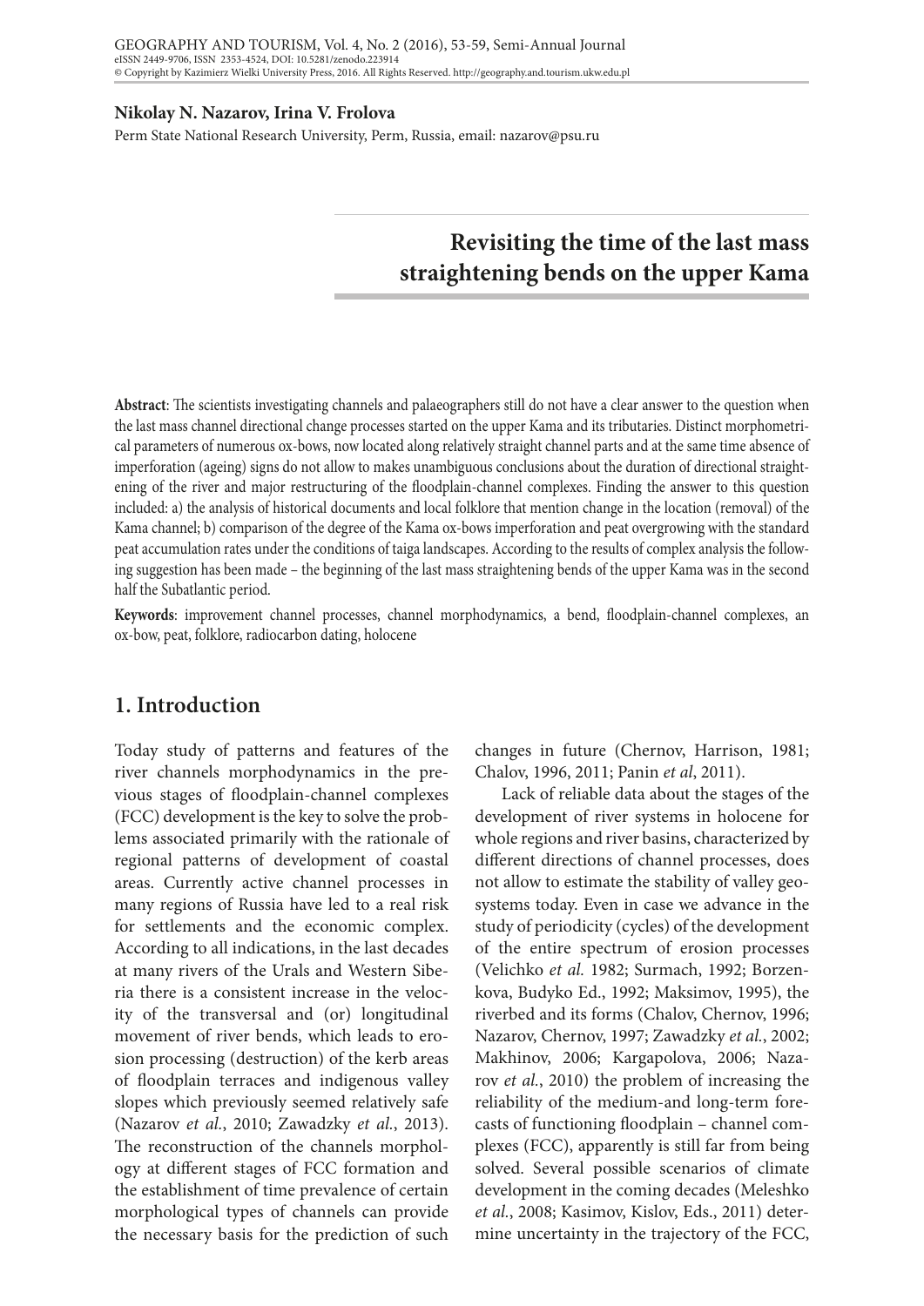**Nikolay N. Nazarov, Irina V. Frolova**

Perm State National Research University, Perm, Russia, email: nazarov@psu.ru

# Revisiting the time of the last mass straightening bends on the upper Kama

**Abstract**: The scientists investigating channels and palaeographers still do not have a clear answer to the question when the last mass channel directional change processes started on the upper Kama and its tributaries. Distinct morphometrical parameters of numerous ox-bows, now located along relatively straight channel parts and at the same time absence of imperforation (ageing) signs do not allow to makes unambiguous conclusions about the duration of directional straightening of the river and major restructuring of the floodplain-channel complexes. Finding the answer to this question included: a) the analysis of historical documents and local folklore that mention change in the location (removal) of the Kama channel; b) comparison of the degree of the Kama ox-bows imperforation and peat overgrowing with the standard peat accumulation rates under the conditions of taiga landscapes. According to the results of complex analysis the following suggestion has been made – the beginning of the last mass straightening bends of the upper Kama was in the second half the Subatlantic period.

**Keywords**: improvement channel processes, channel morphodynamics, a bend, floodplain-channel complexes, an ox-bow, peat, folklore, radiocarbon dating, holocene

## 1. Introduction

Today study of patterns and features of the river channels morphodynamics in the previous stages of floodplain-channel complexes (FCC) development is the key to solve the problems associated primarily with the rationale of regional patterns of development of coastal areas. Currently active channel processes in many regions of Russia have led to a real risk for settlements and the economic complex. According to all indications, in the last decades at many rivers of the Urals and Western Siberia there is a consistent increase in the velocity of the transversal and (or) longitudinal movement of river bends, which leads to erosion processing (destruction) of the kerb areas of floodplain terraces and indigenous valley slopes which previously seemed relatively safe (Nazarov *et al.*, 2010; Zawadzky *et al.*, 2013). The reconstruction of the channels morphology at different stages of FCC formation and the establishment of time prevalence of certain morphological types of channels can provide the necessary basis for the prediction of such changes in future (Chernov, Harrison, 1981; Chalov, 1996, 2011; Panin *et al*, 2011).

Lack of reliable data about the stages of the development of river systems in holocene for whole regions and river basins, characterized by different directions of channel processes, does not allow to estimate the stability of valley geosystems today. Even in case we advance in the study of periodicity (cycles) of the development of the entire spectrum of erosion processes (Velichko *et al.* 1982; Surmach, 1992; Borzenkova, Budyko Ed., 1992; Maksimov, 1995), the riverbed and its forms (Chalov, Chernov, 1996; Nazarov, Chernov, 1997; Zawadzky *et al.*, 2002; Makhinov, 2006; Kargapolova, 2006; Nazarov *et al.*, 2010) the problem of increasing the reliability of the medium-and long-term forecasts of functioning floodplain – channel complexes (FCC), apparently is still far from being solved. Several possible scenarios of climate development in the coming decades (Meleshko *et al.*, 2008; Kasimov, Kislov, Eds., 2011) determine uncertainty in the trajectory of the FCC,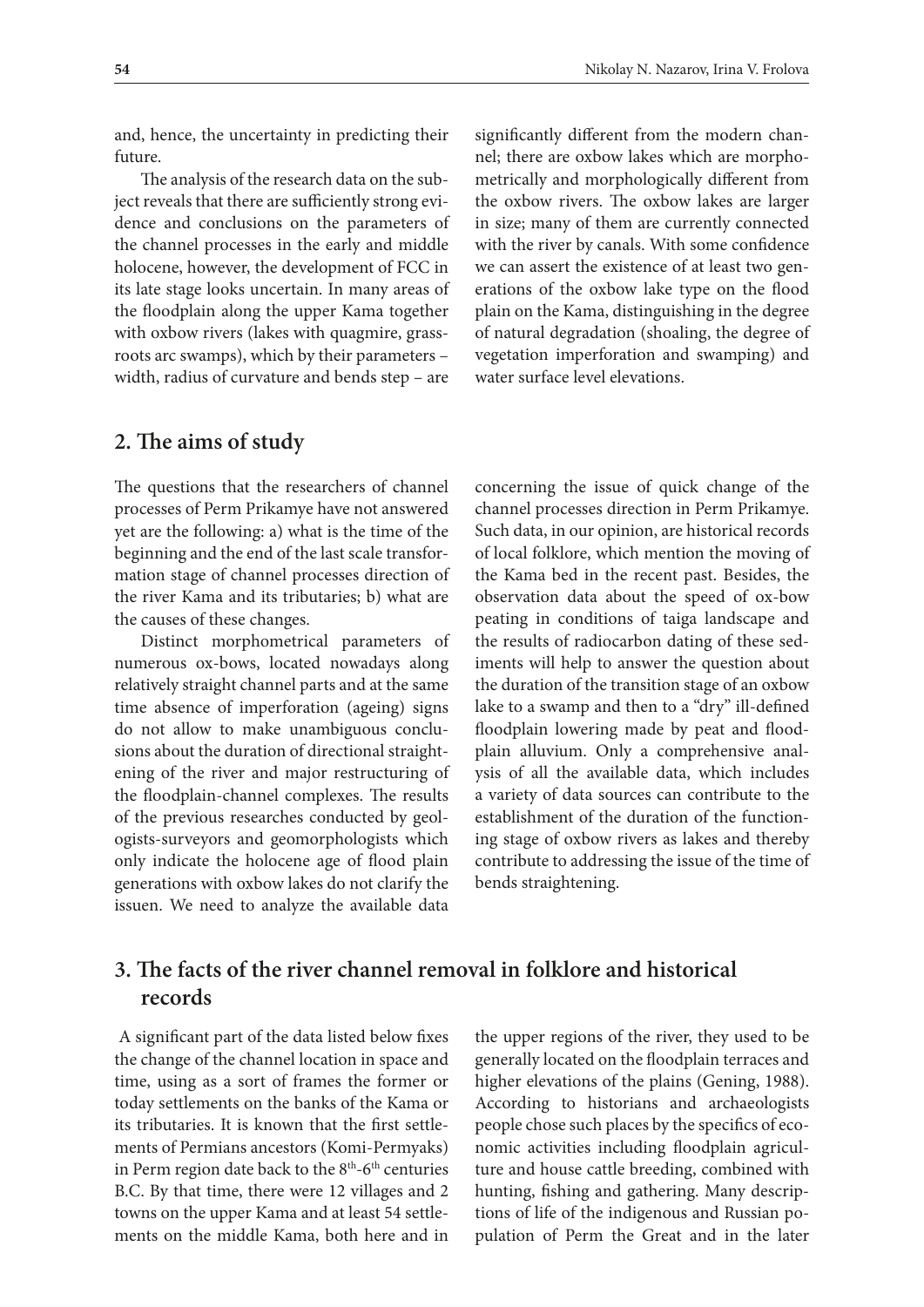and, hence, the uncertainty in predicting their future.

The analysis of the research data on the subject reveals that there are sufficiently strong evidence and conclusions on the parameters of the channel processes in the early and middle holocene, however, the development of FCC in its late stage looks uncertain. In many areas of the floodplain along the upper Kama together with oxbow rivers (lakes with quagmire, grass-roots arc swamps), which by their parameters – width, radius of curvature and bends step – are significantly different from the modern channel; there are oxbow lakes which are morphometrically and morphologically different from the oxbow rivers. The oxbow lakes are larger in size; many of them are currently connected with the river by canals. With some confidence we can assert the existence of at least two generations of the oxbow lake type on the flood plain on the Kama, distinguishing in the degree of natural degradation (shoaling, the degree of vegetation imperforation and swamping) and water surface level elevations.

## 2. The aims of study

The questions that the researchers of channel processes of Perm Prikamye have not answered yet are the following: a) what is the time of the beginning and the end of the last scale transformation stage of channel processes direction of the river Kama and its tributaries; b) what are the causes of these changes.

Distinct morphometrical parameters of numerous ox-bows, located nowadays along relatively straight channel parts and at the same time absence of imperforation (ageing) signs do not allow to make unambiguous conclusions about the duration of directional straightening of the river and major restructuring of the floodplain-channel complexes. The results of the previous researches conducted by geologists-surveyors and geomorphologists which only indicate the holocene age of flood plain generations with oxbow lakes do not clarify the issuen. We need to analyze the available data concerning the issue of quick change of the channel processes direction in Perm Prikamye. Such data, in our opinion, are historical records of local folklore, which mention the moving of the Kama bed in the recent past. Besides, the observation data about the speed of ox-bow peating in conditions of taiga landscape and the results of radiocarbon dating of these sediments will help to answer the question about the duration of the transition stage of an oxbow lake to a swamp and then to a "dry" ill-defined floodplain lowering made by peat and floodplain alluvium. Only a comprehensive analysis of all the available data, which includes a variety of data sources can contribute to the establishment of the duration of the functioning stage of oxbow rivers as lakes and thereby contribute to addressing the issue of the time of bends straightening.

## 3. The facts of the river channel removal in folklore and historical records

A significant part of the data listed below fixes the change of the channel location in space and time, using as a sort of frames the former or today settlements on the banks of the Kama or its tributaries. It is known that the first settlements of Permians ancestors (Komi-Permyaks) in Perm region date back to the 8th-6th centuries B.C. By that time, there were 12 villages and 2 towns on the upper Kama and at least 54 settlements on the middle Kama, both here and in the upper regions of the river, they used to be generally located on the floodplain terraces and higher elevations of the plains (Gening, 1988). According to historians and archaeologists people chose such places by the specifics of economic activities including floodplain agriculture and house cattle breeding, combined with hunting, fishing and gathering. Many descriptions of life of the indigenous and Russian population of Perm the Great and in the later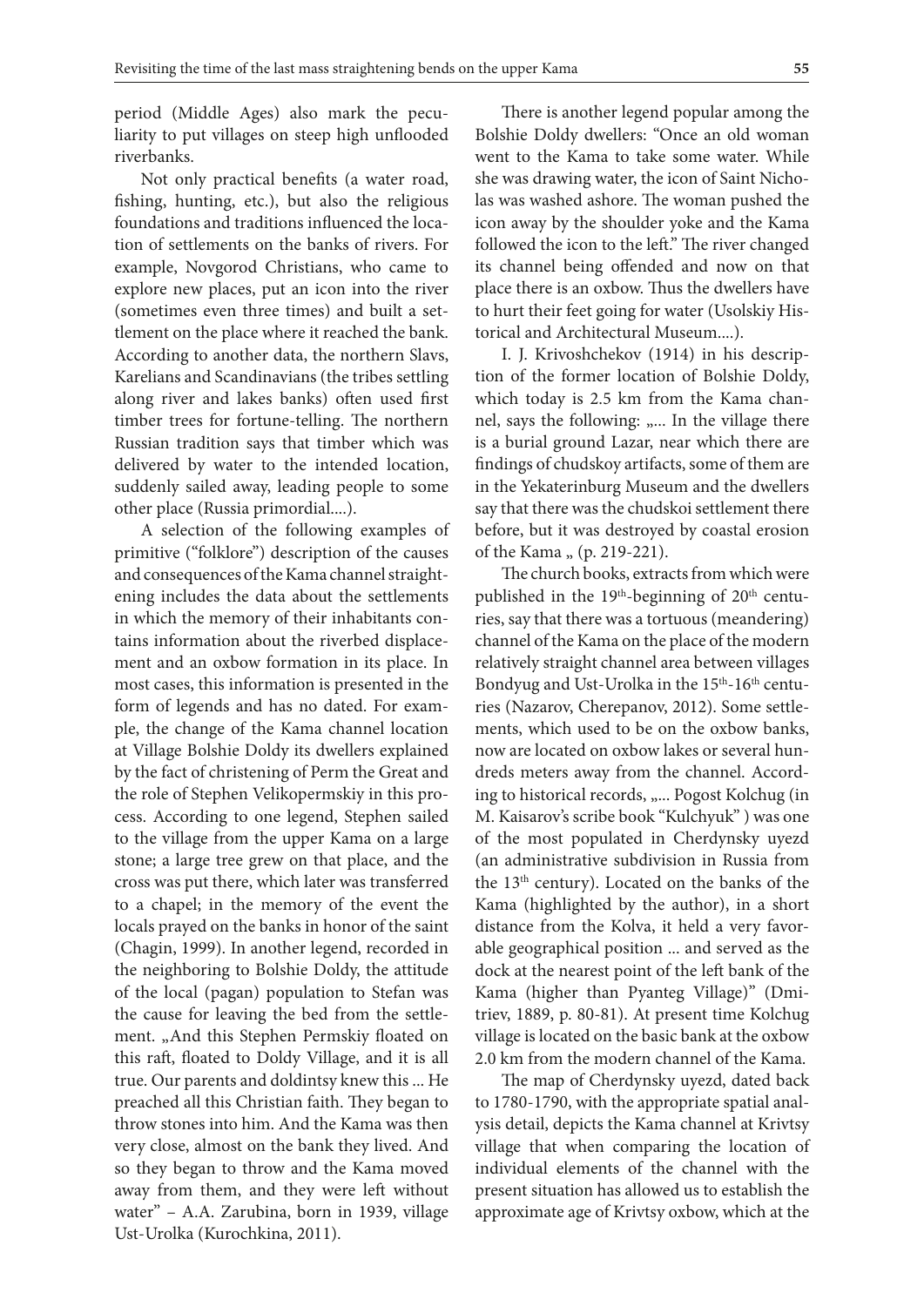period (Middle Ages) also mark the peculiarity to put villages on steep high unflooded riverbanks.

Not only practical benefits (a water road, fishing, hunting, etc.), but also the religious foundations and traditions influenced the location of settlements on the banks of rivers. For example, Novgorod Christians, who came to explore new places, put an icon into the river (sometimes even three times) and built a settlement on the place where it reached the bank. According to another data, the northern Slavs, Karelians and Scandinavians (the tribes settling along river and lakes banks) often used first timber trees for fortune-telling. The northern Russian tradition says that timber which was delivered by water to the intended location, suddenly sailed away, leading people to some other place (Russia primordial....).

A selection of the following examples of primitive ("folklore") description of the causes and consequences of the Kama channel straightening includes the data about the settlements in which the memory of their inhabitants contains information about the riverbed displacement and an oxbow formation in its place. In most cases, this information is presented in the form of legends and has no dated. For example, the change of the Kama channel location at Village Bolshie Doldy its dwellers explained by the fact of christening of Perm the Great and the role of Stephen Velikopermskiy in this process. According to one legend, Stephen sailed to the village from the upper Kama on a large stone; a large tree grew on that place, and the cross was put there, which later was transferred to a chapel; in the memory of the event the locals prayed on the banks in honor of the saint (Chagin, 1999). In another legend, recorded in the neighboring to Bolshie Doldy, the attitude of the local (pagan) population to Stefan was the cause for leaving the bed from the settlement. „And this Stephen Permskiy floated on this raft, floated to Doldy Village, and it is all true. Our parents and doldintsy knew this ... He preached all this Christian faith. They began to throw stones into him. And the Kama was then very close, almost on the bank they lived. And so they began to throw and the Kama moved away from them, and they were left without water" – A.A. Zarubina, born in 1939, village Ust-Urolka (Kurochkina, 2011).

There is another legend popular among the Bolshie Doldy dwellers: "Once an old woman went to the Kama to take some water. While she was drawing water, the icon of Saint Nicholas was washed ashore. The woman pushed the icon away by the shoulder yoke and the Kama followed the icon to the left." The river changed its channel being offended and now on that place there is an oxbow. Thus the dwellers have to hurt their feet going for water (Usolskiy Historical and Architectural Museum....).

I. J. Krivoshchekov (1914) in his description of the former location of Bolshie Doldy, which today is 2.5 km from the Kama channel, says the following: „... In the village there is a burial ground Lazar, near which there are findings of chudskoy artifacts, some of them are in the Yekaterinburg Museum and the dwellers say that there was the chudskoi settlement there before, but it was destroyed by coastal erosion of the Kama „ (p. 219-221).

The church books, extracts from which were published in the 19th-beginning of 20th centuries, say that there was a tortuous (meandering) channel of the Kama on the place of the modern relatively straight channel area between villages Bondyug and Ust-Urolka in the 15th-16th centuries (Nazarov, Cherepanov, 2012). Some settlements, which used to be on the oxbow banks, now are located on oxbow lakes or several hundreds meters away from the channel. According to historical records, „... Pogost Kolchug (in M. Kaisarov's scribe book "Kulchyuk" ) was one of the most populated in Cherdynsky uyezd (an administrative subdivision in Russia from the 13th century). Located on the banks of the Kama (highlighted by the author), in a short distance from the Kolva, it held a very favorable geographical position ... and served as the dock at the nearest point of the left bank of the Kama (higher than Pyanteg Village)" (Dmitriev, 1889, p. 80-81). At present time Kolchug village is located on the basic bank at the oxbow 2.0 km from the modern channel of the Kama.

The map of Cherdynsky uyezd, dated back to 1780-1790, with the appropriate spatial analysis detail, depicts the Kama channel at Krivtsy village that when comparing the location of individual elements of the channel with the present situation has allowed us to establish the approximate age of Krivtsy oxbow, which at the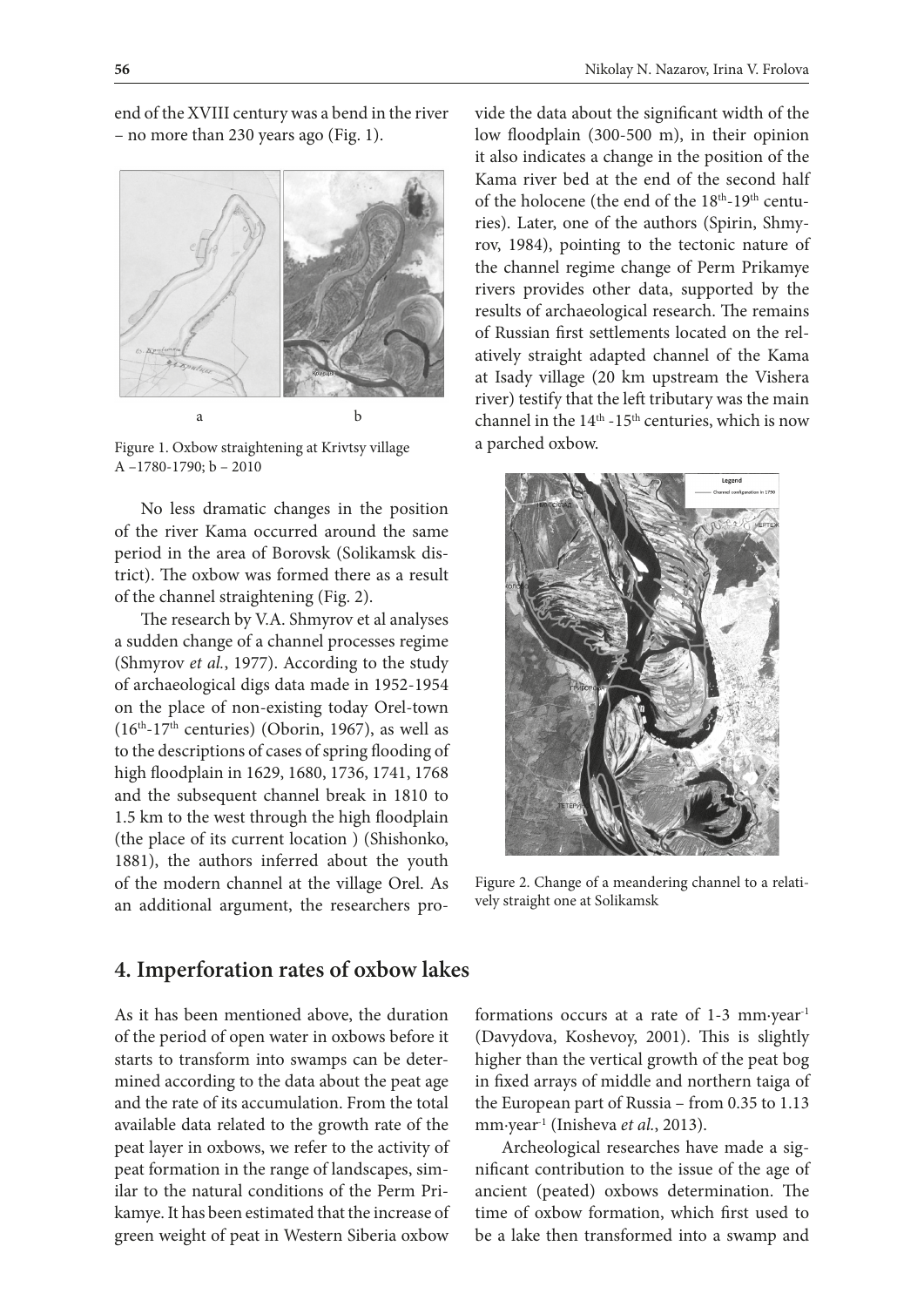end of the XVIII century was a bend in the river – no more than 230 years ago (Fig. 1).

a b

Figure 1. Oxbow straightening at Krivtsy village A –1780-1790; b – 2010

No less dramatic changes in the position of the river Kama occurred around the same period in the area of Borovsk (Solikamsk district). The oxbow was formed there as a result of the channel straightening (Fig. 2).

The research by V.A. Shmyrov et al analyses a sudden change of a channel processes regime (Shmyrov *et al.*, 1977). According to the study of archaeological digs data made in 1952-1954 on the place of non-existing today Orel-town (16[th]-17[th] centuries) (Oborin, 1967), as well as to the descriptions of cases of spring flooding of high floodplain in 1629, 1680, 1736, 1741, 1768 and the subsequent channel break in 1810 to 1.5 km to the west through the high floodplain (the place of its current location ) (Shishonko, 1881), the authors inferred about the youth of the modern channel at the village Orel. As an additional argument, the researchers provide the data about the significant width of the low floodplain (300-500 m), in their opinion it also indicates a change in the position of the Kama river bed at the end of the second half of the holocene (the end of the 18[th]-19[th] centuries). Later, one of the authors (Spirin, Shmyrov, 1984), pointing to the tectonic nature of the channel regime change of Perm Prikamye rivers provides other data, supported by the results of archaeological research. The remains of Russian first settlements located on the relatively straight adapted channel of the Kama at Isady village (20 km upstream the Vishera river) testify that the left tributary was the main channel in the 14[th] -15[th] centuries, which is now a parched oxbow.

Legend
Channel configuration in 1790

Figure 2. Change of a meandering channel to a relatively straight one at Solikamsk

## 4. Imperforation rates of oxbow lakes

As it has been mentioned above, the duration of the period of open water in oxbows before it starts to transform into swamps can be determined according to the data about the peat age and the rate of its accumulation. From the total available data related to the growth rate of the peat layer in oxbows, we refer to the activity of peat formation in the range of landscapes, similar to the natural conditions of the Perm Prikamye. It has been estimated that the increase of green weight of peat in Western Siberia oxbow formations occurs at a rate of 1-3 mm·year$^{-1}$ (Davydova, Koshevoy, 2001). This is slightly higher than the vertical growth of the peat bog in fixed arrays of middle and northern taiga of the European part of Russia – from 0.35 to 1.13 mm·year$^{-1}$ (Inisheva *et al.*, 2013).

Archeological researches have made a significant contribution to the issue of the age of ancient (peated) oxbows determination. The time of oxbow formation, which first used to be a lake then transformed into a swamp and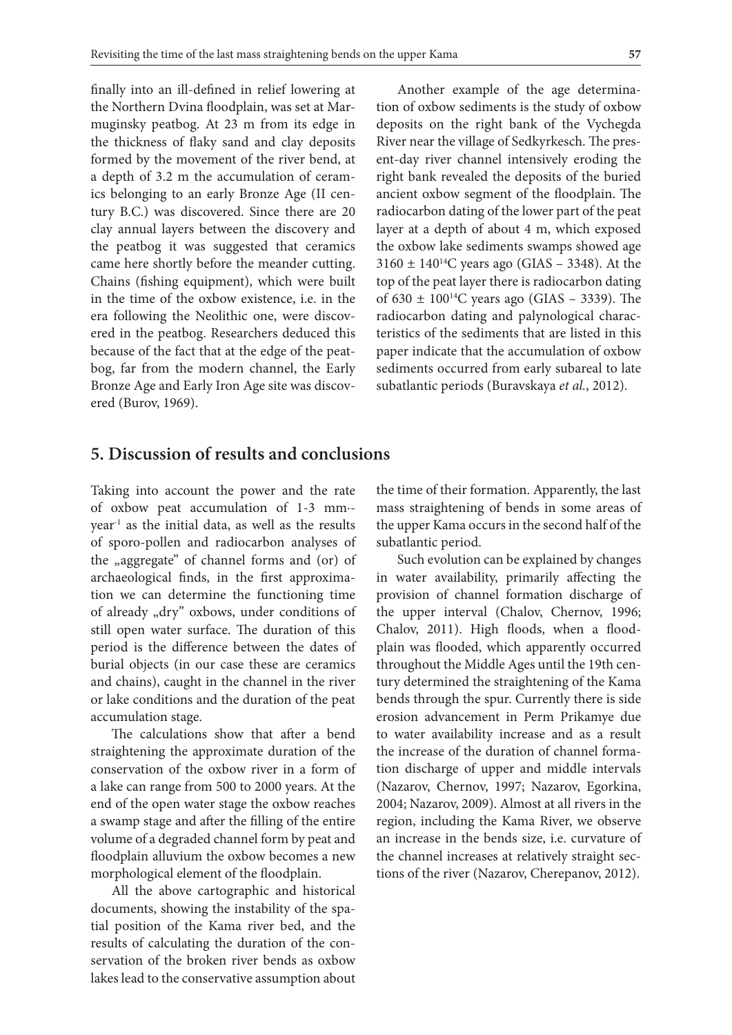finally into an ill-defined in relief lowering at the Northern Dvina floodplain, was set at Marmuginsky peatbog. At 23 m from its edge in the thickness of flaky sand and clay deposits formed by the movement of the river bend, at a depth of 3.2 m the accumulation of ceramics belonging to an early Bronze Age (II century B.C.) was discovered. Since there are 20 clay annual layers between the discovery and the peatbog it was suggested that ceramics came here shortly before the meander cutting. Chains (fishing equipment), which were built in the time of the oxbow existence, i.e. in the era following the Neolithic one, were discovered in the peatbog. Researchers deduced this because of the fact that at the edge of the peatbog, far from the modern channel, the Early Bronze Age and Early Iron Age site was discovered (Burov, 1969).

Another example of the age determination of oxbow sediments is the study of oxbow deposits on the right bank of the Vychegda River near the village of Sedkyrkesch. The present-day river channel intensively eroding the right bank revealed the deposits of the buried ancient oxbow segment of the floodplain. The radiocarbon dating of the lower part of the peat layer at a depth of about 4 m, which exposed the oxbow lake sediments swamps showed age $3160 \pm 140$ $^{14}C$ years ago (GIAS – 3348). At the top of the peat layer there is radiocarbon dating of $630 \pm 100$ $^{14}C$ years ago (GIAS – 3339). The radiocarbon dating and palynological characteristics of the sediments that are listed in this paper indicate that the accumulation of oxbow sediments occurred from early subareal to late subatlantic periods (Buravskaya *et al.*, 2012).

## 5. Discussion of results and conclusions

Taking into account the power and the rate of oxbow peat accumulation of 1-3 mm·year$^{-1}$ as the initial data, as well as the results of sporo-pollen and radiocarbon analyses of the „aggregate" of channel forms and (or) of archaeological finds, in the first approximation we can determine the functioning time of already „dry" oxbows, under conditions of still open water surface. The duration of this period is the difference between the dates of burial objects (in our case these are ceramics and chains), caught in the channel in the river or lake conditions and the duration of the peat accumulation stage.

The calculations show that after a bend straightening the approximate duration of the conservation of the oxbow river in a form of a lake can range from 500 to 2000 years. At the end of the open water stage the oxbow reaches a swamp stage and after the filling of the entire volume of a degraded channel form by peat and floodplain alluvium the oxbow becomes a new morphological element of the floodplain.

All the above cartographic and historical documents, showing the instability of the spatial position of the Kama river bed, and the results of calculating the duration of the conservation of the broken river bends as oxbow lakes lead to the conservative assumption about the time of their formation. Apparently, the last mass straightening of bends in some areas of the upper Kama occurs in the second half of the subatlantic period.

Such evolution can be explained by changes in water availability, primarily affecting the provision of channel formation discharge of the upper interval (Chalov, Chernov, 1996; Chalov, 2011). High floods, when a floodplain was flooded, which apparently occurred throughout the Middle Ages until the 19th century determined the straightening of the Kama bends through the spur. Currently there is side erosion advancement in Perm Prikamye due to water availability increase and as a result the increase of the duration of channel formation discharge of upper and middle intervals (Nazarov, Chernov, 1997; Nazarov, Egorkina, 2004; Nazarov, 2009). Almost at all rivers in the region, including the Kama River, we observe an increase in the bends size, i.e. curvature of the channel increases at relatively straight sections of the river (Nazarov, Cherepanov, 2012).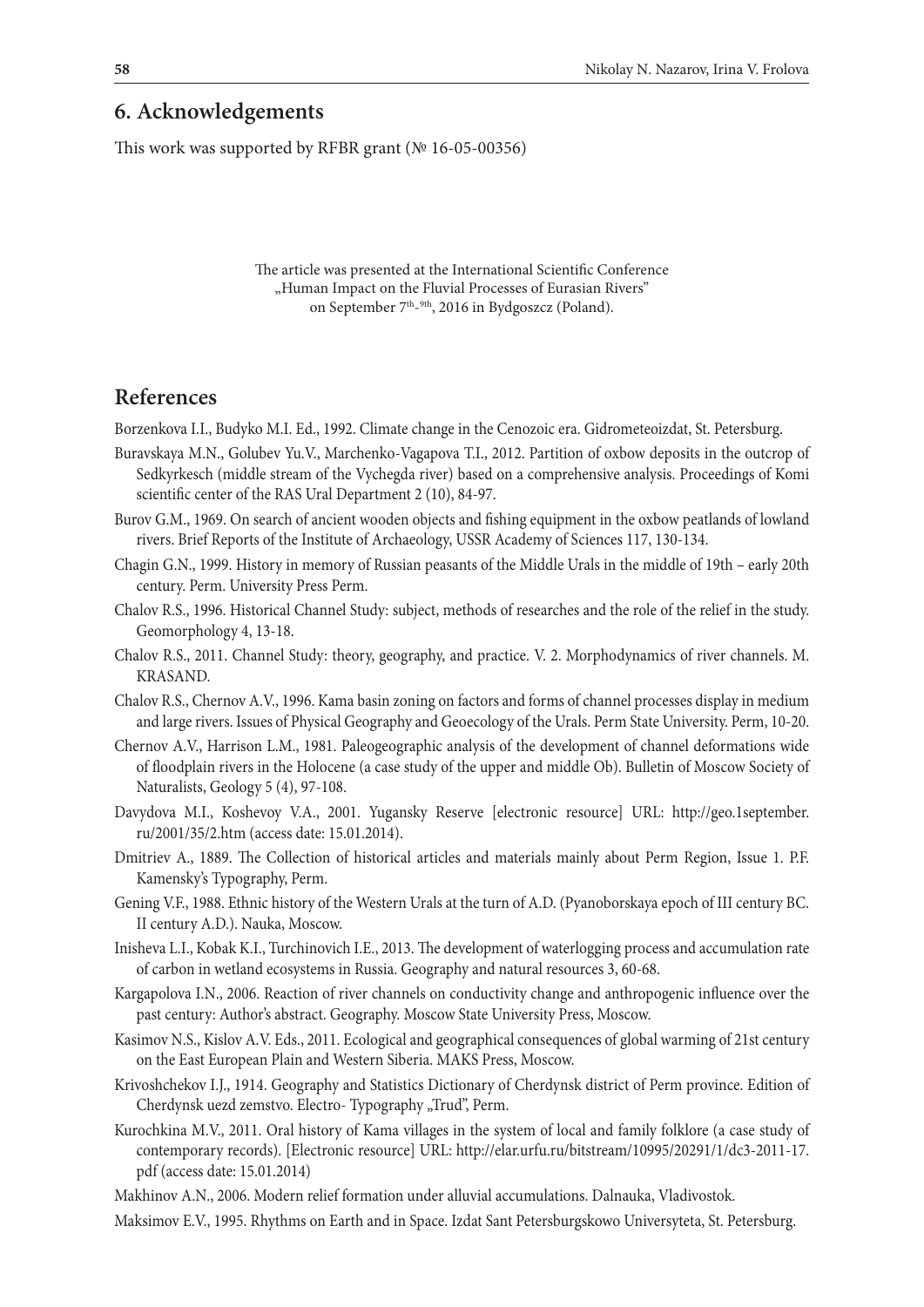## 6. Acknowledgements

This work was supported by RFBR grant (№ 16-05-00356)

The article was presented at the International Scientific Conference „Human Impact on the Fluvial Processes of Eurasian Rivers" on September 7th-9th, 2016 in Bydgoszcz (Poland).

## References

Borzenkova I.I., Budyko M.I. Ed., 1992. Climate change in the Cenozoic era. Gidrometeoizdat, St. Petersburg.

Buravskaya M.N., Golubev Yu.V., Marchenko-Vagapova T.I., 2012. Partition of oxbow deposits in the outcrop of Sedkyrkesch (middle stream of the Vychegda river) based on a comprehensive analysis. Proceedings of Komi scientific center of the RAS Ural Department 2 (10), 84-97.

Burov G.M., 1969. On search of ancient wooden objects and fishing equipment in the oxbow peatlands of lowland rivers. Brief Reports of the Institute of Archaeology, USSR Academy of Sciences 117, 130-134.

Chagin G.N., 1999. History in memory of Russian peasants of the Middle Urals in the middle of 19th – early 20th century. Perm. University Press Perm.

Chalov R.S., 1996. Historical Channel Study: subject, methods of researches and the role of the relief in the study. Geomorphology 4, 13-18.

Chalov R.S., 2011. Channel Study: theory, geography, and practice. V. 2. Morphodynamics of river channels. M. KRASAND.

Chalov R.S., Chernov A.V., 1996. Kama basin zoning on factors and forms of channel processes display in medium and large rivers. Issues of Physical Geography and Geoecology of the Urals. Perm State University. Perm, 10-20.

Chernov A.V., Harrison L.M., 1981. Paleogeographic analysis of the development of channel deformations wide of floodplain rivers in the Holocene (a case study of the upper and middle Ob). Bulletin of Moscow Society of Naturalists, Geology 5 (4), 97-108.

Davydova M.I., Koshevoy V.A., 2001. Yugansky Reserve [electronic resource] URL: http://geo.1september.ru/2001/35/2.htm (access date: 15.01.2014).

Dmitriev A., 1889. The Collection of historical articles and materials mainly about Perm Region, Issue 1. P.F. Kamensky's Typography, Perm.

Gening V.F., 1988. Ethnic history of the Western Urals at the turn of A.D. (Pyanoborskaya epoch of III century BC. II century A.D.). Nauka, Moscow.

Inisheva L.I., Kobak K.I., Turchinovich I.E., 2013. The development of waterlogging process and accumulation rate of carbon in wetland ecosystems in Russia. Geography and natural resources 3, 60-68.

Kargapolova I.N., 2006. Reaction of river channels on conductivity change and anthropogenic influence over the past century: Author's abstract. Geography. Moscow State University Press, Moscow.

Kasimov N.S., Kislov A.V. Eds., 2011. Ecological and geographical consequences of global warming of 21st century on the East European Plain and Western Siberia. MAKS Press, Moscow.

Krivoshchekov I.J., 1914. Geography and Statistics Dictionary of Cherdynsk district of Perm province. Edition of Cherdynsk uezd zemstvo. Electro- Typography „Trud", Perm.

Kurochkina M.V., 2011. Oral history of Kama villages in the system of local and family folklore (a case study of contemporary records). [Electronic resource] URL: http://elar.urfu.ru/bitstream/10995/20291/1/dc3-2011-17.pdf (access date: 15.01.2014)

Makhinov A.N., 2006. Modern relief formation under alluvial accumulations. Dalnauka, Vladivostok.

Maksimov E.V., 1995. Rhythms on Earth and in Space. Izdat Sant Petersburgskowo Universyteta, St. Petersburg.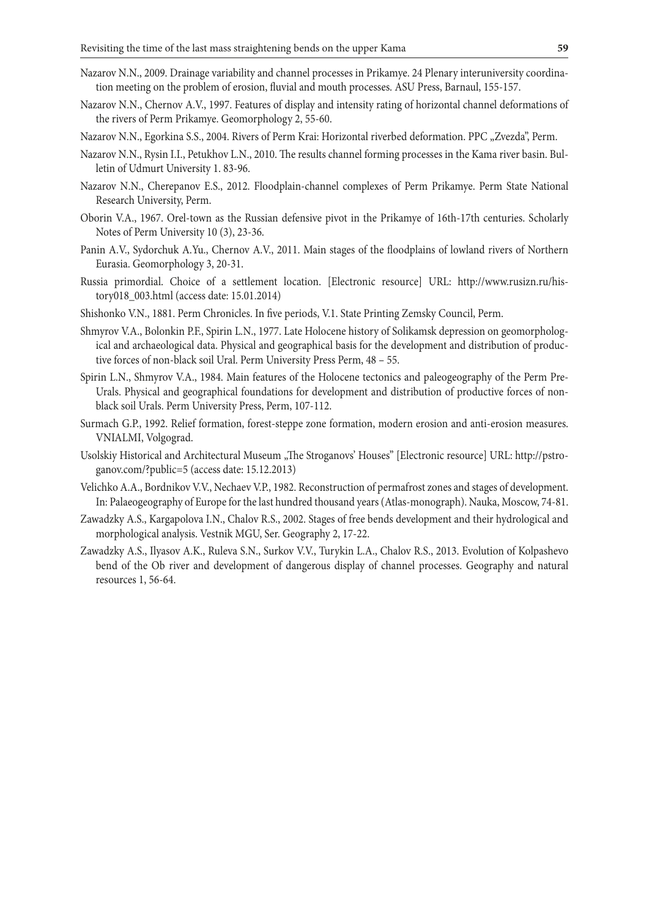Nazarov N.N., 2009. Drainage variability and channel processes in Prikamye. 24 Plenary interuniversity coordination meeting on the problem of erosion, fluvial and mouth processes. ASU Press, Barnaul, 155-157.

Nazarov N.N., Chernov A.V., 1997. Features of display and intensity rating of horizontal channel deformations of the rivers of Perm Prikamye. Geomorphology 2, 55-60.

Nazarov N.N., Egorkina S.S., 2004. Rivers of Perm Krai: Horizontal riverbed deformation. PPC „Zvezda", Perm.

Nazarov N.N., Rysin I.I., Petukhov L.N., 2010. The results channel forming processes in the Kama river basin. Bulletin of Udmurt University 1. 83-96.

Nazarov N.N., Cherepanov E.S., 2012. Floodplain-channel complexes of Perm Prikamye. Perm State National Research University, Perm.

Oborin V.A., 1967. Orel-town as the Russian defensive pivot in the Prikamye of 16th-17th centuries. Scholarly Notes of Perm University 10 (3), 23-36.

Panin A.V., Sydorchuk A.Yu., Chernov A.V., 2011. Main stages of the floodplains of lowland rivers of Northern Eurasia. Geomorphology 3, 20-31.

Russia primordial. Choice of a settlement location. [Electronic resource] URL: http://www.rusizn.ru/history018_003.html (access date: 15.01.2014)

Shishonko V.N., 1881. Perm Chronicles. In five periods, V.1. State Printing Zemsky Council, Perm.

Shmyrov V.A., Bolonkin P.F., Spirin L.N., 1977. Late Holocene history of Solikamsk depression on geomorphological and archaeological data. Physical and geographical basis for the development and distribution of productive forces of non-black soil Ural. Perm University Press Perm, 48 – 55.

Spirin L.N., Shmyrov V.A., 1984. Main features of the Holocene tectonics and paleogeography of the Perm Pre-Urals. Physical and geographical foundations for development and distribution of productive forces of non-black soil Urals. Perm University Press, Perm, 107-112.

Surmach G.P., 1992. Relief formation, forest-steppe zone formation, modern erosion and anti-erosion measures. VNIALMI, Volgograd.

Usolskiy Historical and Architectural Museum „The Stroganovs' Houses" [Electronic resource] URL: http://pstroganov.com/?public=5 (access date: 15.12.2013)

Velichko A.A., Bordnikov V.V., Nechaev V.P., 1982. Reconstruction of permafrost zones and stages of development. In: Palaeogeography of Europe for the last hundred thousand years (Atlas-monograph). Nauka, Moscow, 74-81.

Zawadzky A.S., Kargapolova I.N., Chalov R.S., 2002. Stages of free bends development and their hydrological and morphological analysis. Vestnik MGU, Ser. Geography 2, 17-22.

Zawadzky A.S., Ilyasov A.K., Ruleva S.N., Surkov V.V., Turykin L.A., Chalov R.S., 2013. Evolution of Kolpashevo bend of the Ob river and development of dangerous display of channel processes. Geography and natural resources 1, 56-64.